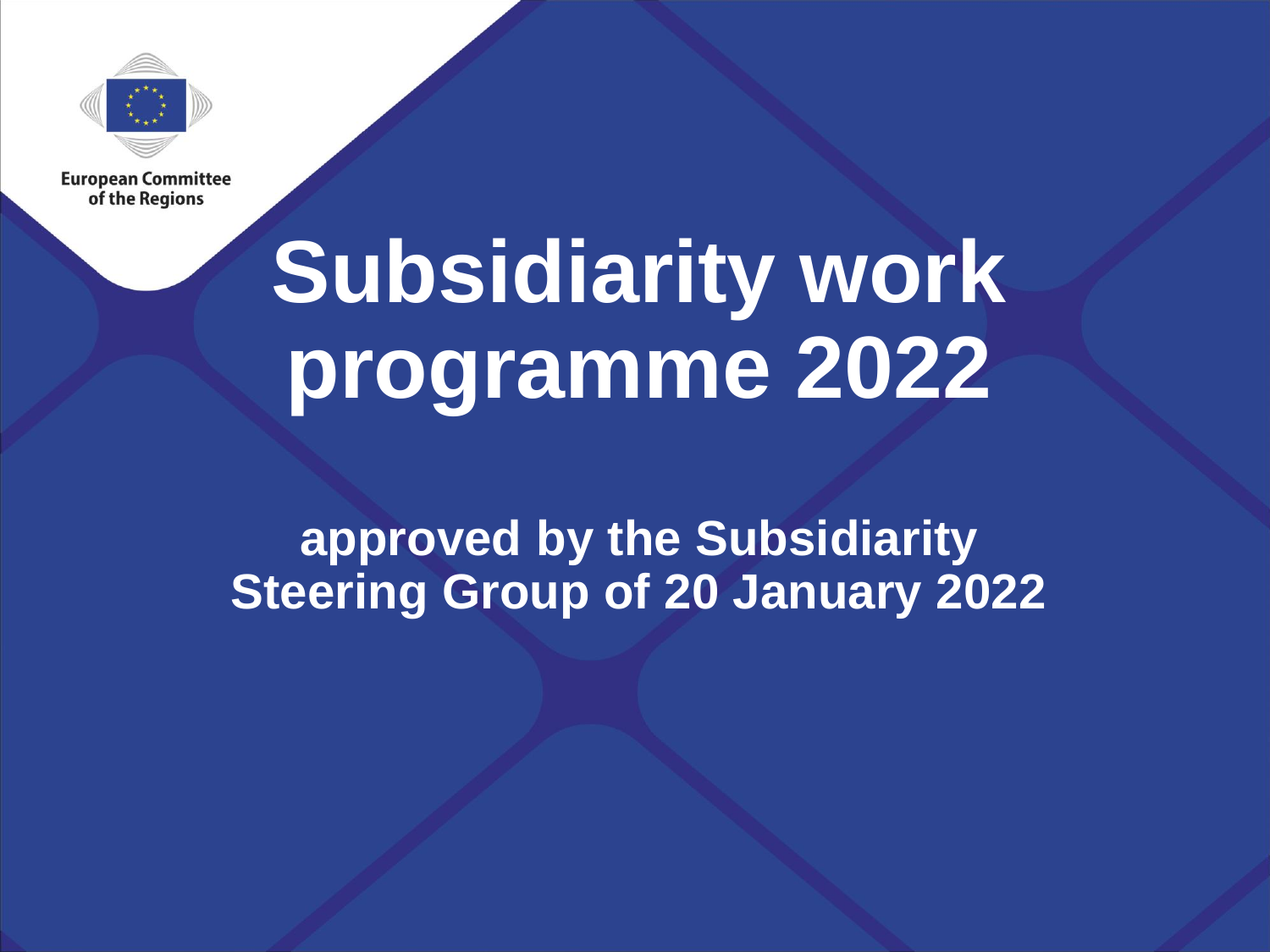European Committee of the Regions

# Subsidiarity work programme 2022

**approved by the Subsidiarity Steering Group of 20 January 2022**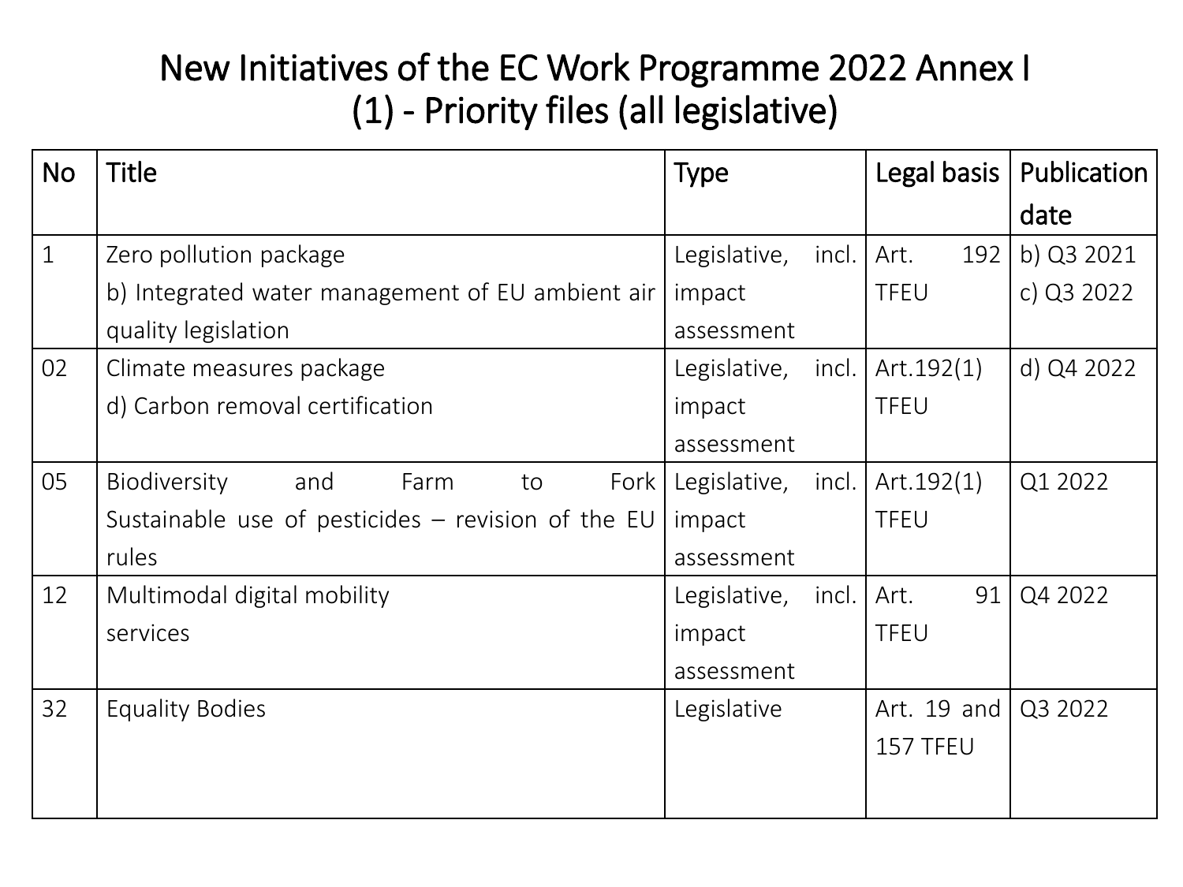# New Initiatives of the EC Work Programme 2022 Annex I (1) - Priority files (all legislative)

| No | Title | Type | Legal basis | Publication date |
|---|---|---|---|---|
| 1 | Zero pollution package<br>b) Integrated water management of EU ambient air quality legislation | Legislative, incl. impact assessment | Art. 192 TFEU | b) Q3 2021<br>c) Q3 2022 |
| 02 | Climate measures package<br>d) Carbon removal certification | Legislative, incl. impact assessment | Art.192(1) TFEU | d) Q4 2022 |
| 05 | Biodiversity and Farm to Fork<br>Sustainable use of pesticides – revision of the EU rules | Legislative, incl. impact assessment | Art.192(1) TFEU | Q1 2022 |
| 12 | Multimodal digital mobility services | Legislative, incl. impact assessment | Art. 91 TFEU | Q4 2022 |
| 32 | Equality Bodies | Legislative | Art. 19 and 157 TFEU | Q3 2022 |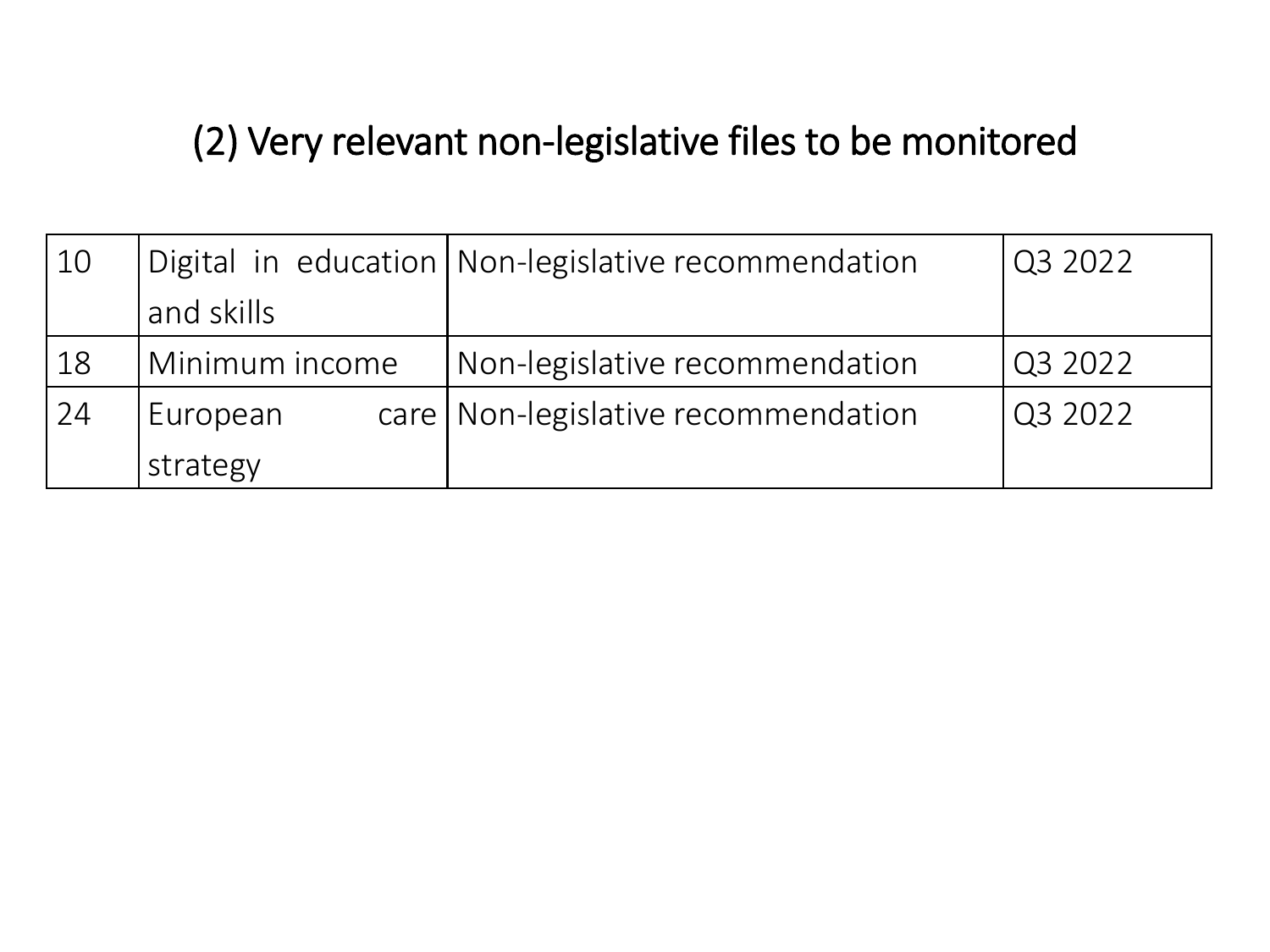# (2) Very relevant non-legislative files to be monitored

| | | | |
|---|---|---|---|
| 10 | Digital in education and skills | Non-legislative recommendation | Q3 2022 |
| 18 | Minimum income | Non-legislative recommendation | Q3 2022 |
| 24 | European care strategy | Non-legislative recommendation | Q3 2022 |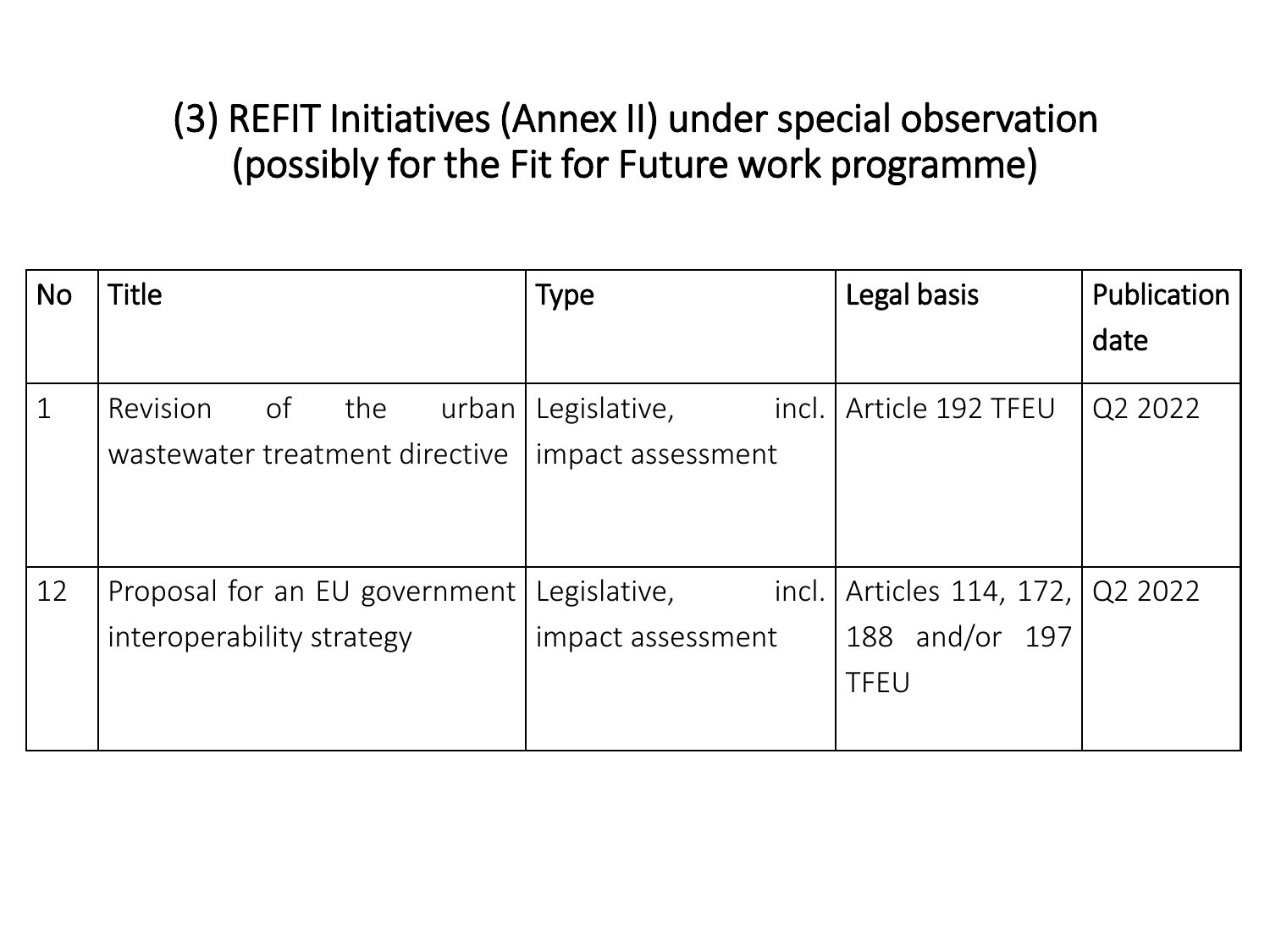# (3) REFIT Initiatives (Annex II) under special observation (possibly for the Fit for Future work programme)

| No | Title | Type | Legal basis | Publication date |
|---|---|---|---|---|
| 1 | Revision of the urban wastewater treatment directive | Legislative, incl. impact assessment | Article 192 TFEU | Q2 2022 |
| 12 | Proposal for an EU government interoperability strategy | Legislative, incl. impact assessment | Articles 114, 172, 188 and/or 197 TFEU | Q2 2022 |